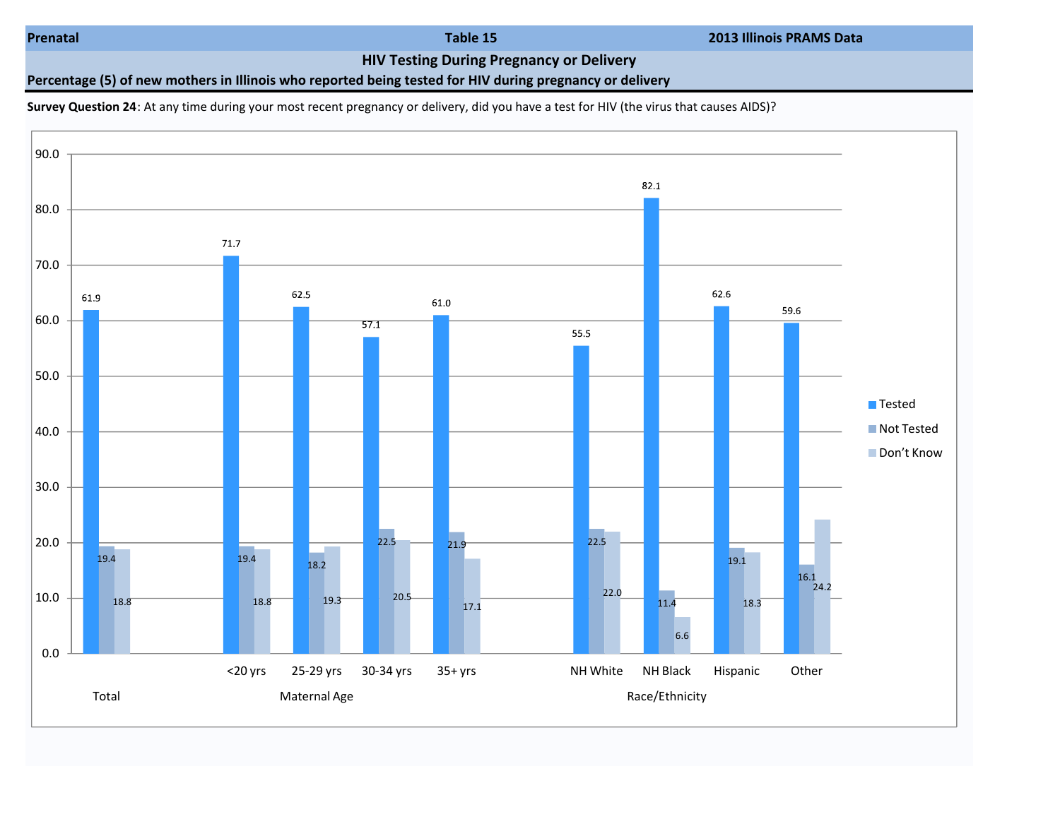**Prenatal** | **Table 15** | **2013 Illinois PRAMS Data**

## HIV Testing During Pregnancy or Delivery

**Percentage (5) of new mothers in Illinois who reported being tested for HIV during pregnancy or delivery**

**Survey Question 24**: At any time during your most recent pregnancy or delivery, did you have a test for HIV (the virus that causes AIDS)?

| Group | Category | Tested | Not Tested | Don't Know |
|---|---|---|---|---|
| Total | | 61.9 | 19.4 | 18.8 |
| Maternal Age | <20 yrs | 71.7 | 19.4 | 18.8 |
| | 25-29 yrs | 62.5 | 18.2 | 19.3 |
| | 30-34 yrs | 57.1 | 22.5 | 20.5 |
| | 35+ yrs | 61.0 | 21.9 | 17.1 |
| Race/Ethnicity | NH White | 55.5 | 22.5 | 22.0 |
| | NH Black | 82.1 | 11.4 | 6.6 |
| | Hispanic | 62.6 | 19.1 | 18.3 |
| | Other | 59.6 | 16.1 | 24.2 |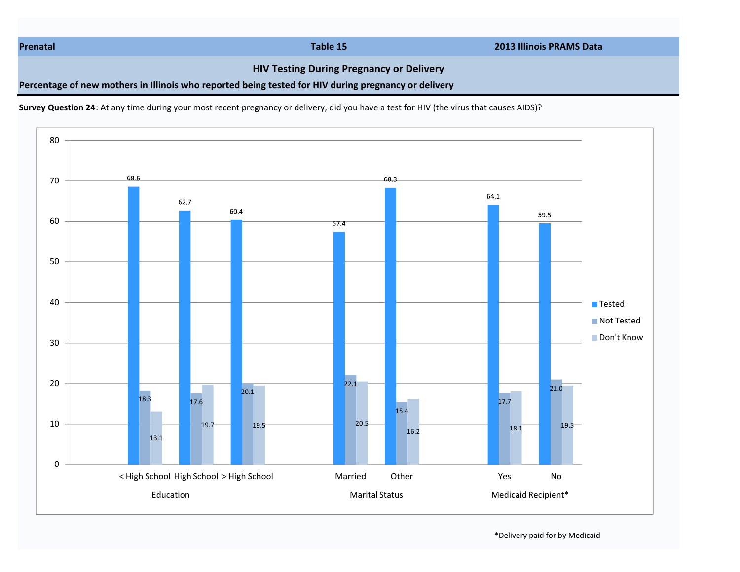**Prenatal** | **Table 15** | **2013 Illinois PRAMS Data**

## HIV Testing During Pregnancy or Delivery

**Percentage of new mothers in Illinois who reported being tested for HIV during pregnancy or delivery**

**Survey Question 24**: At any time during your most recent pregnancy or delivery, did you have a test for HIV (the virus that causes AIDS)?

| Category | Group | Tested | Not Tested | Don't Know |
|---|---|---|---|---|
| Education | < High School | 68.6 | 18.3 | 13.1 |
| | High School | 62.7 | 17.6 | 19.7 |
| | > High School | 60.4 | 20.1 | 19.5 |
| Marital Status | Married | 57.4 | 22.1 | 20.5 |
| | Other | 68.3 | 15.4 | 16.2 |
| Medicaid Recipient* | Yes | 64.1 | 17.7 | 18.1 |
| | No | 59.5 | 21.0 | 19.5 |

*Delivery paid for by Medicaid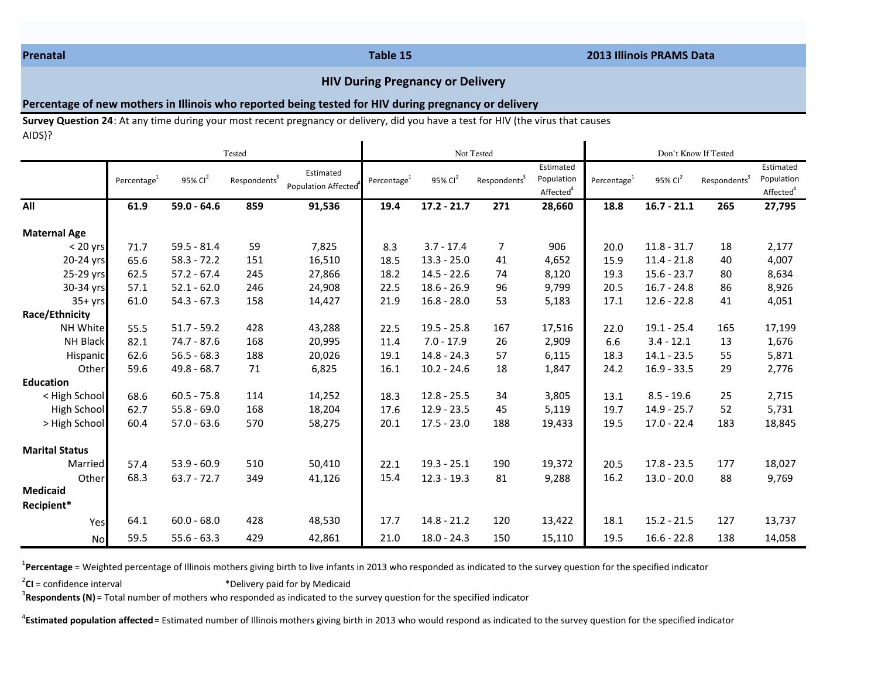Prenatal | Table 15 | 2013 Illinois PRAMS Data

## HIV During Pregnancy or Delivery

**Percentage of new mothers in Illinois who reported being tested for HIV during pregnancy or delivery**

**Survey Question 24**: At any time during your most recent pregnancy or delivery, did you have a test for HIV (the virus that causes AIDS)?

| | Tested | | | | Not Tested | | | | Don't Know If Tested | | | |
|---|---|---|---|---|---|---|---|---|---|---|---|---|
| | Percentage[1] | 95% CI[2] | Respondents[3] | Estimated Population Affected[4] | Percentage[1] | 95% CI[2] | Respondents[3] | Estimated Population Affected[4] | Percentage[1] | 95% CI[2] | Respondents[3] | Estimated Population Affected[4] |
| **All** | **61.9** | **59.0 - 64.6** | **859** | **91,536** | **19.4** | **17.2 - 21.7** | **271** | **28,660** | **18.8** | **16.7 - 21.1** | **265** | **27,795** |
| **Maternal Age** | | | | | | | | | | | | |
| < 20 yrs | 71.7 | 59.5 - 81.4 | 59 | 7,825 | 8.3 | 3.7 - 17.4 | 7 | 906 | 20.0 | 11.8 - 31.7 | 18 | 2,177 |
| 20-24 yrs | 65.6 | 58.3 - 72.2 | 151 | 16,510 | 18.5 | 13.3 - 25.0 | 41 | 4,652 | 15.9 | 11.4 - 21.8 | 40 | 4,007 |
| 25-29 yrs | 62.5 | 57.2 - 67.4 | 245 | 27,866 | 18.2 | 14.5 - 22.6 | 74 | 8,120 | 19.3 | 15.6 - 23.7 | 80 | 8,634 |
| 30-34 yrs | 57.1 | 52.1 - 62.0 | 246 | 24,908 | 22.5 | 18.6 - 26.9 | 96 | 9,799 | 20.5 | 16.7 - 24.8 | 86 | 8,926 |
| 35+ yrs | 61.0 | 54.3 - 67.3 | 158 | 14,427 | 21.9 | 16.8 - 28.0 | 53 | 5,183 | 17.1 | 12.6 - 22.8 | 41 | 4,051 |
| **Race/Ethnicity** | | | | | | | | | | | | |
| NH White | 55.5 | 51.7 - 59.2 | 428 | 43,288 | 22.5 | 19.5 - 25.8 | 167 | 17,516 | 22.0 | 19.1 - 25.4 | 165 | 17,199 |
| NH Black | 82.1 | 74.7 - 87.6 | 168 | 20,995 | 11.4 | 7.0 - 17.9 | 26 | 2,909 | 6.6 | 3.4 - 12.1 | 13 | 1,676 |
| Hispanic | 62.6 | 56.5 - 68.3 | 188 | 20,026 | 19.1 | 14.8 - 24.3 | 57 | 6,115 | 18.3 | 14.1 - 23.5 | 55 | 5,871 |
| Other | 59.6 | 49.8 - 68.7 | 71 | 6,825 | 16.1 | 10.2 - 24.6 | 18 | 1,847 | 24.2 | 16.9 - 33.5 | 29 | 2,776 |
| **Education** | | | | | | | | | | | | |
| < High School | 68.6 | 60.5 - 75.8 | 114 | 14,252 | 18.3 | 12.8 - 25.5 | 34 | 3,805 | 13.1 | 8.5 - 19.6 | 25 | 2,715 |
| High School | 62.7 | 55.8 - 69.0 | 168 | 18,204 | 17.6 | 12.9 - 23.5 | 45 | 5,119 | 19.7 | 14.9 - 25.7 | 52 | 5,731 |
| > High School | 60.4 | 57.0 - 63.6 | 570 | 58,275 | 20.1 | 17.5 - 23.0 | 188 | 19,433 | 19.5 | 17.0 - 22.4 | 183 | 18,845 |
| **Marital Status** | | | | | | | | | | | | |
| Married | 57.4 | 53.9 - 60.9 | 510 | 50,410 | 22.1 | 19.3 - 25.1 | 190 | 19,372 | 20.5 | 17.8 - 23.5 | 177 | 18,027 |
| Other | 68.3 | 63.7 - 72.7 | 349 | 41,126 | 15.4 | 12.3 - 19.3 | 81 | 9,288 | 16.2 | 13.0 - 20.0 | 88 | 9,769 |
| **Medicaid Recipient*** | | | | | | | | | | | | |
| Yes | 64.1 | 60.0 - 68.0 | 428 | 48,530 | 17.7 | 14.8 - 21.2 | 120 | 13,422 | 18.1 | 15.2 - 21.5 | 127 | 13,737 |
| No | 59.5 | 55.6 - 63.3 | 429 | 42,861 | 21.0 | 18.0 - 24.3 | 150 | 15,110 | 19.5 | 16.6 - 22.8 | 138 | 14,058 |

[1]**Percentage** = Weighted percentage of Illinois mothers giving birth to live infants in 2013 who responded as indicated to the survey question for the specified indicator

[2]**CI** = confidence interval

*Delivery paid for by Medicaid

[3]**Respondents (N)** = Total number of mothers who responded as indicated to the survey question for the specified indicator

[4]**Estimated population affected** = Estimated number of Illinois mothers giving birth in 2013 who would respond as indicated to the survey question for the specified indicator